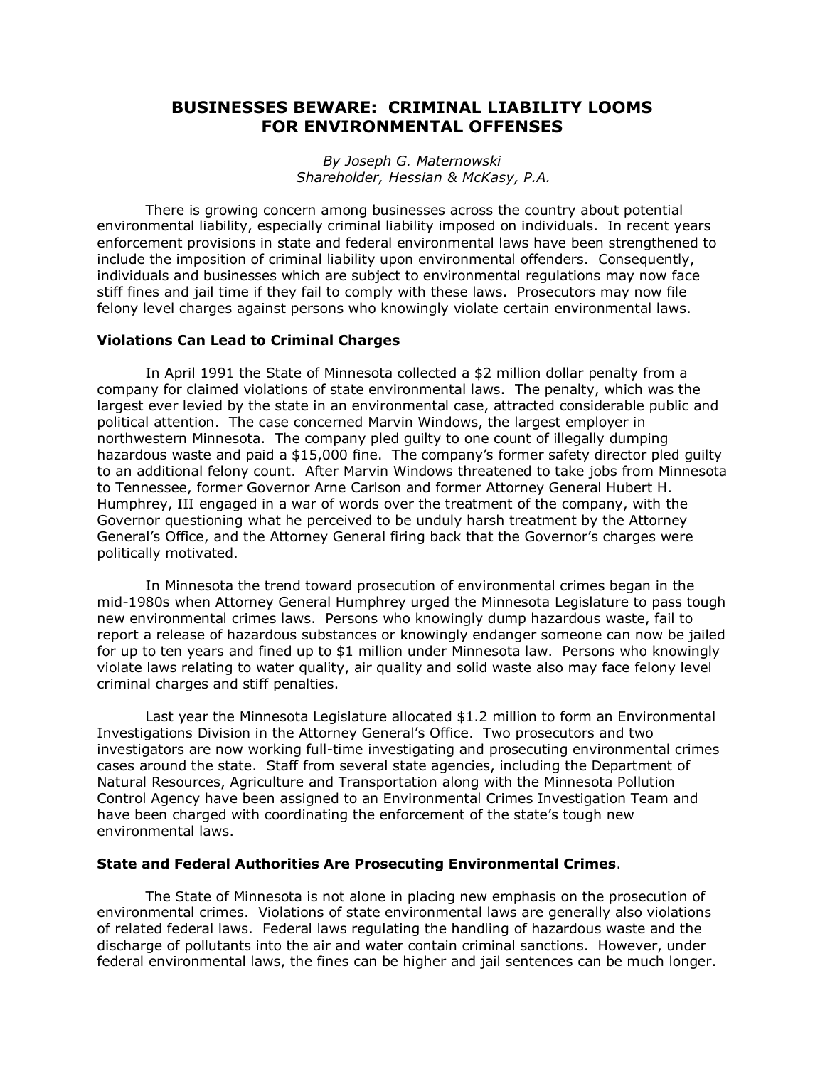# BUSINESSES BEWARE: CRIMINAL LIABILITY LOOMS FOR ENVIRONMENTAL OFFENSES

*By Joseph G. Maternowski*
*Shareholder, Hessian & McKasy, P.A.*

There is growing concern among businesses across the country about potential environmental liability, especially criminal liability imposed on individuals. In recent years enforcement provisions in state and federal environmental laws have been strengthened to include the imposition of criminal liability upon environmental offenders. Consequently, individuals and businesses which are subject to environmental regulations may now face stiff fines and jail time if they fail to comply with these laws. Prosecutors may now file felony level charges against persons who knowingly violate certain environmental laws.

### Violations Can Lead to Criminal Charges

In April 1991 the State of Minnesota collected a $2 million dollar penalty from a company for claimed violations of state environmental laws. The penalty, which was the largest ever levied by the state in an environmental case, attracted considerable public and political attention. The case concerned Marvin Windows, the largest employer in northwestern Minnesota. The company pled guilty to one count of illegally dumping hazardous waste and paid a $15,000 fine. The company's former safety director pled guilty to an additional felony count. After Marvin Windows threatened to take jobs from Minnesota to Tennessee, former Governor Arne Carlson and former Attorney General Hubert H. Humphrey, III engaged in a war of words over the treatment of the company, with the Governor questioning what he perceived to be unduly harsh treatment by the Attorney General's Office, and the Attorney General firing back that the Governor's charges were politically motivated.

In Minnesota the trend toward prosecution of environmental crimes began in the mid-1980s when Attorney General Humphrey urged the Minnesota Legislature to pass tough new environmental crimes laws. Persons who knowingly dump hazardous waste, fail to report a release of hazardous substances or knowingly endanger someone can now be jailed for up to ten years and fined up to $1 million under Minnesota law. Persons who knowingly violate laws relating to water quality, air quality and solid waste also may face felony level criminal charges and stiff penalties.

Last year the Minnesota Legislature allocated $1.2 million to form an Environmental Investigations Division in the Attorney General's Office. Two prosecutors and two investigators are now working full-time investigating and prosecuting environmental crimes cases around the state. Staff from several state agencies, including the Department of Natural Resources, Agriculture and Transportation along with the Minnesota Pollution Control Agency have been assigned to an Environmental Crimes Investigation Team and have been charged with coordinating the enforcement of the state's tough new environmental laws.

### State and Federal Authorities Are Prosecuting Environmental Crimes.

The State of Minnesota is not alone in placing new emphasis on the prosecution of environmental crimes. Violations of state environmental laws are generally also violations of related federal laws. Federal laws regulating the handling of hazardous waste and the discharge of pollutants into the air and water contain criminal sanctions. However, under federal environmental laws, the fines can be higher and jail sentences can be much longer.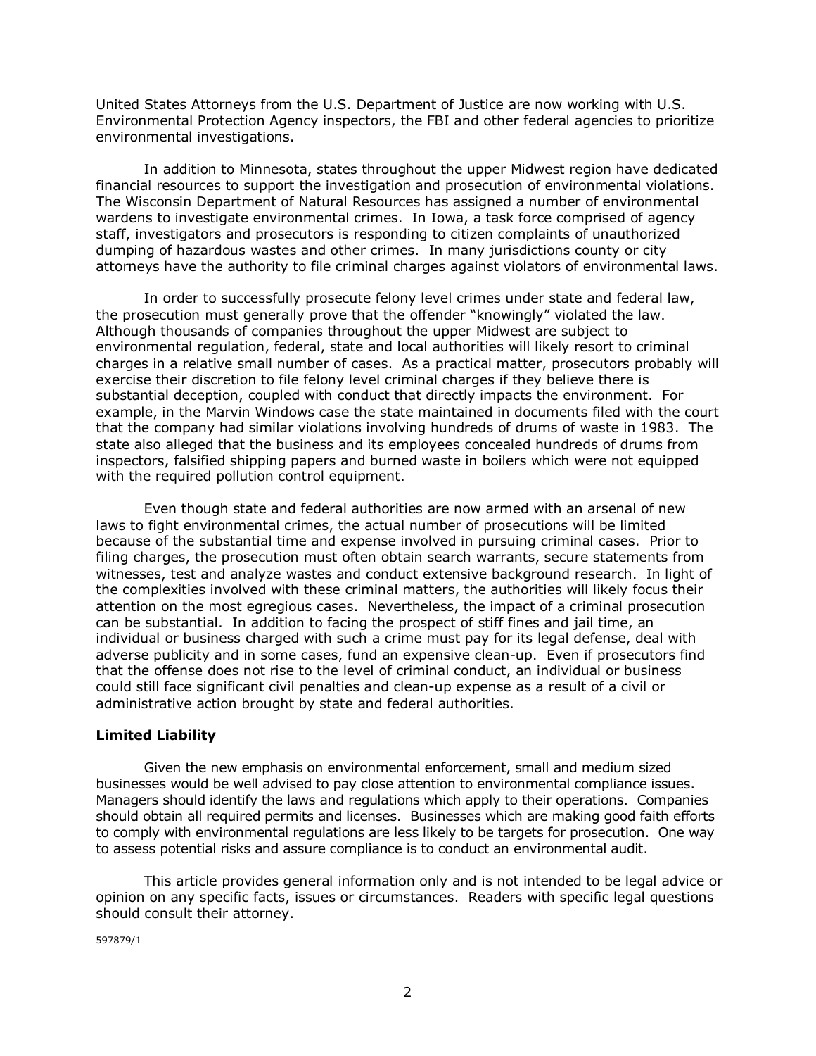United States Attorneys from the U.S. Department of Justice are now working with U.S. Environmental Protection Agency inspectors, the FBI and other federal agencies to prioritize environmental investigations.

In addition to Minnesota, states throughout the upper Midwest region have dedicated financial resources to support the investigation and prosecution of environmental violations. The Wisconsin Department of Natural Resources has assigned a number of environmental wardens to investigate environmental crimes. In Iowa, a task force comprised of agency staff, investigators and prosecutors is responding to citizen complaints of unauthorized dumping of hazardous wastes and other crimes. In many jurisdictions county or city attorneys have the authority to file criminal charges against violators of environmental laws.

In order to successfully prosecute felony level crimes under state and federal law, the prosecution must generally prove that the offender "knowingly" violated the law. Although thousands of companies throughout the upper Midwest are subject to environmental regulation, federal, state and local authorities will likely resort to criminal charges in a relative small number of cases. As a practical matter, prosecutors probably will exercise their discretion to file felony level criminal charges if they believe there is substantial deception, coupled with conduct that directly impacts the environment. For example, in the Marvin Windows case the state maintained in documents filed with the court that the company had similar violations involving hundreds of drums of waste in 1983. The state also alleged that the business and its employees concealed hundreds of drums from inspectors, falsified shipping papers and burned waste in boilers which were not equipped with the required pollution control equipment.

Even though state and federal authorities are now armed with an arsenal of new laws to fight environmental crimes, the actual number of prosecutions will be limited because of the substantial time and expense involved in pursuing criminal cases. Prior to filing charges, the prosecution must often obtain search warrants, secure statements from witnesses, test and analyze wastes and conduct extensive background research. In light of the complexities involved with these criminal matters, the authorities will likely focus their attention on the most egregious cases. Nevertheless, the impact of a criminal prosecution can be substantial. In addition to facing the prospect of stiff fines and jail time, an individual or business charged with such a crime must pay for its legal defense, deal with adverse publicity and in some cases, fund an expensive clean-up. Even if prosecutors find that the offense does not rise to the level of criminal conduct, an individual or business could still face significant civil penalties and clean-up expense as a result of a civil or administrative action brought by state and federal authorities.

**Limited Liability**

Given the new emphasis on environmental enforcement, small and medium sized businesses would be well advised to pay close attention to environmental compliance issues. Managers should identify the laws and regulations which apply to their operations. Companies should obtain all required permits and licenses. Businesses which are making good faith efforts to comply with environmental regulations are less likely to be targets for prosecution. One way to assess potential risks and assure compliance is to conduct an environmental audit.

This article provides general information only and is not intended to be legal advice or opinion on any specific facts, issues or circumstances. Readers with specific legal questions should consult their attorney.

597879/1